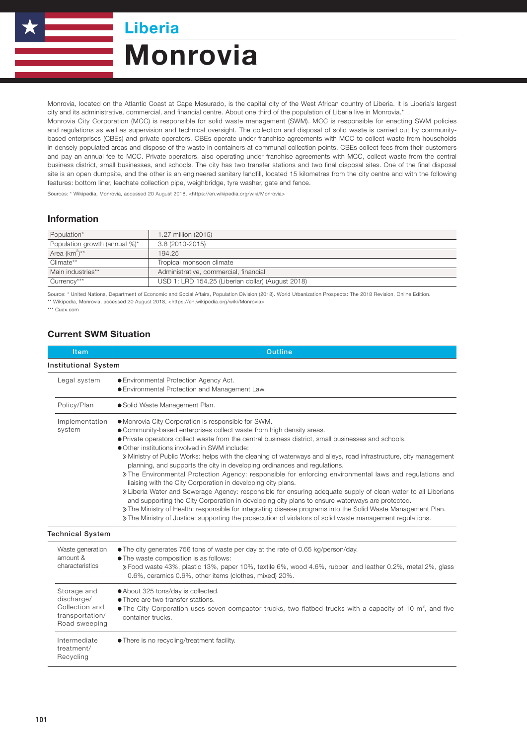# Liberia

# Monrovia

Monrovia, located on the Atlantic Coast at Cape Mesurado, is the capital city of the West African country of Liberia. It is Liberia's largest city and its administrative, commercial, and financial centre. About one third of the population of Liberia live in Monrovia.*

Monrovia City Corporation (MCC) is responsible for solid waste management (SWM). MCC is responsible for enacting SWM policies and regulations as well as supervision and technical oversight. The collection and disposal of solid waste is carried out by community-based enterprises (CBEs) and private operators. CBEs operate under franchise agreements with MCC to collect waste from households in densely populated areas and dispose of the waste in containers at communal collection points. CBEs collect fees from their customers and pay an annual fee to MCC. Private operators, also operating under franchise agreements with MCC, collect waste from the central business district, small businesses, and schools. The city has two transfer stations and two final disposal sites. One of the final disposal site is an open dumpsite, and the other is an engineered sanitary landfill, located 15 kilometres from the city centre and with the following features: bottom liner, leachate collection pipe, weighbridge, tyre washer, gate and fence.

Sources: * Wikipedia, Monrovia, accessed 20 August 2018, <https://en.wikipedia.org/wiki/Monrovia>

## Information

| | |
|---|---|
| Population* | 1.27 million (2015) |
| Population growth (annual %)* | 3.8 (2010-2015) |
| Area ($km^2$)** | 194.25 |
| Climate** | Tropical monsoon climate |
| Main industries** | Administrative, commercial, financial |
| Currency*** | USD 1: LRD 154.25 (Liberian dollar) (August 2018) |

Source: * United Nations, Department of Economic and Social Affairs, Population Division (2018). World Urbanization Prospects: The 2018 Revision, Online Edition.
** Wikipedia, Monrovia, accessed 20 August 2018, <https://en.wikipedia.org/wiki/Monrovia>
*** Cuex.com

## Current SWM Situation

| Item | Outline |
|---|---|
| **Institutional System** | |
| Legal system | ● Environmental Protection Agency Act.<br>● Environmental Protection and Management Law. |
| Policy/Plan | ● Solid Waste Management Plan. |
| Implementation system | ● Monrovia City Corporation is responsible for SWM.<br>● Community-based enterprises collect waste from high density areas.<br>● Private operators collect waste from the central business district, small businesses and schools.<br>● Other institutions involved in SWM include:<br>» Ministry of Public Works: helps with the cleaning of waterways and alleys, road infrastructure, city management planning, and supports the city in developing ordinances and regulations.<br>» The Environmental Protection Agency: responsible for enforcing environmental laws and regulations and liaising with the City Corporation in developing city plans.<br>» Liberia Water and Sewerage Agency: responsible for ensuring adequate supply of clean water to all Liberians and supporting the City Corporation in developing city plans to ensure waterways are protected.<br>» The Ministry of Health: responsible for integrating disease programs into the Solid Waste Management Plan.<br>» The Ministry of Justice: supporting the prosecution of violators of solid waste management regulations. |
| **Technical System** | |
| Waste generation amount & characteristics | ● The city generates 756 tons of waste per day at the rate of 0.65 kg/person/day.<br>● The waste composition is as follows:<br>» Food waste 43%, plastic 13%, paper 10%, textile 6%, wood 4.6%, rubber and leather 0.2%, metal 2%, glass 0.6%, ceramics 0.6%, other items (clothes, mixed) 20%. |
| Storage and discharge/ Collection and transportation/ Road sweeping | ● About 325 tons/day is collected.<br>● There are two transfer stations.<br>● The City Corporation uses seven compactor trucks, two flatbed trucks with a capacity of 10 $m^3$, and five container trucks. |
| Intermediate treatment/ Recycling | ● There is no recycling/treatment facility. |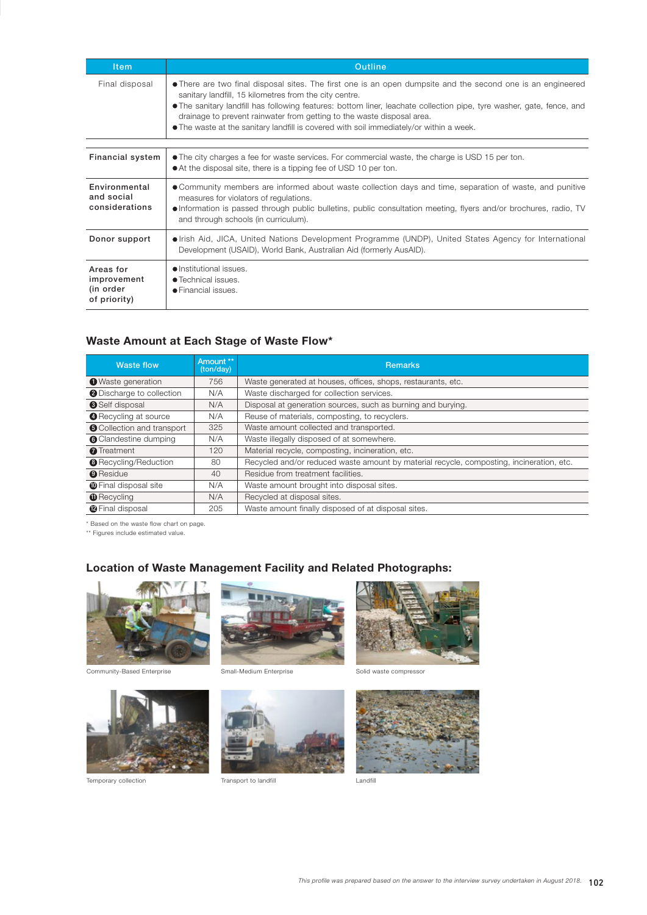| Item | Outline |
|---|---|
| Final disposal | ● There are two final disposal sites. The first one is an open dumpsite and the second one is an engineered sanitary landfill, 15 kilometres from the city centre.<br>● The sanitary landfill has following features: bottom liner, leachate collection pipe, tyre washer, gate, fence, and drainage to prevent rainwater from getting to the waste disposal area.<br>● The waste at the sanitary landfill is covered with soil immediately/or within a week. |
| Financial system | ● The city charges a fee for waste services. For commercial waste, the charge is USD 15 per ton.<br>● At the disposal site, there is a tipping fee of USD 10 per ton. |
| Environmental and social considerations | ● Community members are informed about waste collection days and time, separation of waste, and punitive measures for violators of regulations.<br>● Information is passed through public bulletins, public consultation meeting, flyers and/or brochures, radio, TV and through schools (in curriculum). |
| Donor support | ● Irish Aid, JICA, United Nations Development Programme (UNDP), United States Agency for International Development (USAID), World Bank, Australian Aid (formerly AusAID). |
| Areas for improvement (in order of priority) | ● Institutional issues.<br>● Technical issues.<br>● Financial issues. |

## Waste Amount at Each Stage of Waste Flow*

| Waste flow | Amount ** (ton/day) | Remarks |
|---|---|---|
| ❶ Waste generation | 756 | Waste generated at houses, offices, shops, restaurants, etc. |
| ❷ Discharge to collection | N/A | Waste discharged for collection services. |
| ❸ Self disposal | N/A | Disposal at generation sources, such as burning and burying. |
| ❹ Recycling at source | N/A | Reuse of materials, composting, to recyclers. |
| ❺ Collection and transport | 325 | Waste amount collected and transported. |
| ❻ Clandestine dumping | N/A | Waste illegally disposed of at somewhere. |
| ❼ Treatment | 120 | Material recycle, composting, incineration, etc. |
| ❽ Recycling/Reduction | 80 | Recycled and/or reduced waste amount by material recycle, composting, incineration, etc. |
| ❾ Residue | 40 | Residue from treatment facilities. |
| ❿ Final disposal site | N/A | Waste amount brought into disposal sites. |
| ⓫ Recycling | N/A | Recycled at disposal sites. |
| ⓬ Final disposal | 205 | Waste amount finally disposed of at disposal sites. |

\* Based on the waste flow chart on page.
\*\* Figures include estimated value.

## Location of Waste Management Facility and Related Photographs:

Community-Based Enterprise

Small-Medium Enterprise

Solid waste compressor

Temporary collection

Transport to landfill

Landfill

*This profile was prepared based on the answer to the interview survey undertaken in August 2018.*